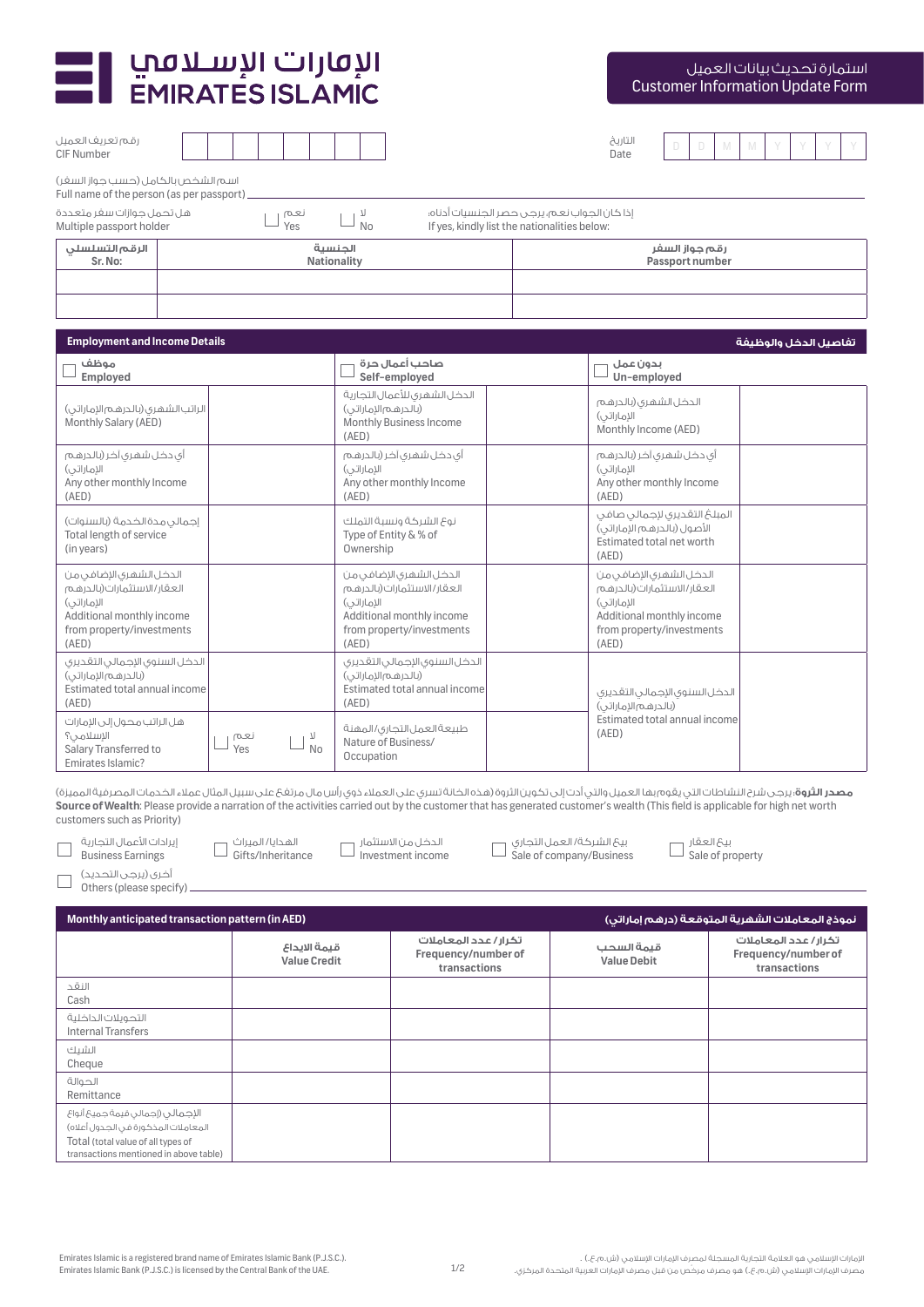# الإمارات الإسلامي
# EMIRATES ISLAMIC

## استمارة تحديث بيانات العميل
## Customer Information Update Form

رقم تعريف العميل
CIF Number

التاريخ
Date D D M M Y Y Y Y

اسم الشخص بالكامل (حسب جواز السفر)
Full name of the person (as per passport)

هل تحمل جوازات سفر متعددة
Multiple passport holder

نعم ☐ Yes    لا ☐ No

إذا كان الجواب نعم، يرجى حصر الجنسيات أدناه:
If yes, kindly list the nationalities below:

| الرقم التسلسلي<br>Sr. No: | الجنسية<br>Nationality | رقم جواز السفر<br>Passport number |
|---|---|---|
| | | |
| | | |

## Employment and Income Details — تفاصيل الدخل والوظيفة

| ☐ موظف<br>Employed | | ☐ صاحب أعمال حرة<br>Self-employed | | ☐ بدون عمل<br>Un-employed | |
|---|---|---|---|---|---|
| الراتب الشهري (بالدرهم الإماراتي)<br>Monthly Salary (AED) | | الدخل الشهري للأعمال التجارية (بالدرهم الإماراتي)<br>Monthly Business Income (AED) | | الدخل الشهري (بالدرهم الإماراتي)<br>Monthly Income (AED) | |
| أي دخل شهري آخر (بالدرهم الإماراتي)<br>Any other monthly Income (AED) | | أي دخل شهري آخر (بالدرهم الإماراتي)<br>Any other monthly Income (AED) | | أي دخل شهري آخر (بالدرهم الإماراتي)<br>Any other monthly Income (AED) | |
| إجمالي مدة الخدمة (بالسنوات)<br>Total length of service (in years) | | نوع الشركة ونسبة التملك<br>Type of Entity & % of Ownership | | المبلغ التقديري لإجمالي صافي الأصول (بالدرهم الإماراتي)<br>Estimated total net worth (AED) | |
| الدخل الشهري الإضافي من العقار/الاستثمارات (بالدرهم الإماراتي)<br>Additional monthly income from property/investments (AED) | | الدخل الشهري الإضافي من العقار/الاستثمارات (بالدرهم الإماراتي)<br>Additional monthly income from property/investments (AED) | | الدخل الشهري الإضافي من العقار/الاستثمارات (بالدرهم الإماراتي)<br>Additional monthly income from property/investments (AED) | |
| الدخل السنوي الإجمالي التقديري (بالدرهم الإماراتي)<br>Estimated total annual income (AED) | | الدخل السنوي الإجمالي التقديري (بالدرهم الإماراتي)<br>Estimated total annual income (AED) | | الدخل السنوي الإجمالي التقديري (بالدرهم الإماراتي)<br>Estimated total annual income (AED) | |
| هل الراتب محول إلى الإمارات الإسلامي؟<br>Salary Transferred to Emirates Islamic? | نعم ☐ Yes   لا ☐ No | طبيعة العمل التجاري/المهنة<br>Nature of Business/ Occupation | | | |

**مصدر الثروة:** يرجى شرح النشاطات التي يقوم بها العميل والتي أدت إلى تكوين الثروة (هذه الخانة تسري على العملاء ذوي رأس مال مرتفع على سبيل المثال عملاء الخدمات المصرفية المميزة)
**Source of Wealth:** Please provide a narration of the activities carried out by the customer that has generated customer's wealth (This field is applicable for high net worth customers such as Priority)

☐ إيرادات الأعمال التجارية Business Earnings
☐ الهدايا/الميراث Gifts/Inheritance
☐ الدخل من الاستثمار Investment income
☐ بيع الشركة/العمل التجاري Sale of company/Business
☐ بيع العقار Sale of property
☐ أخرى (يرجى التحديد) Others (please specify)

## Monthly anticipated transaction pattern (in AED) — نموذج المعاملات الشهرية المتوقعة (درهم إماراتي)

| | قيمة الإيداع<br>Value Credit | تكرار/عدد المعاملات<br>Frequency/number of transactions | قيمة السحب<br>Value Debit | تكرار/عدد المعاملات<br>Frequency/number of transactions |
|---|---|---|---|---|
| النقد<br>Cash | | | | |
| التحويلات الداخلية<br>Internal Transfers | | | | |
| الشيك<br>Cheque | | | | |
| الحوالة<br>Remittance | | | | |
| الإجمالي (إجمالي قيمة جميع أنواع المعاملات المذكورة في الجدول أعلاه)<br>Total (total value of all types of transactions mentioned in above table) | | | | |

Emirates Islamic is a registered brand name of Emirates Islamic Bank (P.J.S.C.).
Emirates Islamic Bank (P.J.S.C.) is licensed by the Central Bank of the UAE.

الإمارات الإسلامي هو العلامة التجارية المسجلة لمصرف الإمارات الإسلامي (ش.م.ع.).
مصرف الإمارات الإسلامي (ش.م.ع.) هو مصرف مرخص من قبل مصرف الإمارات العربية المتحدة المركزي.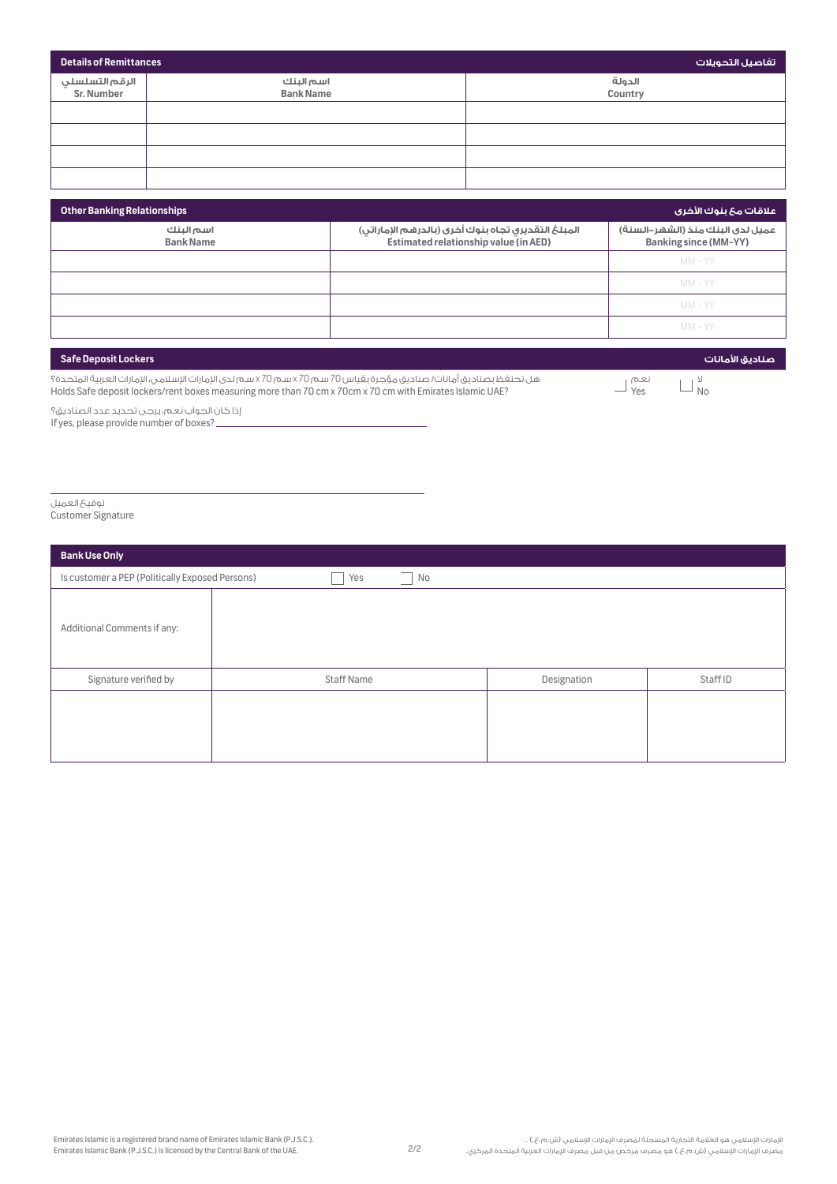## Details of Remittances | تفاصيل التحويلات

| الرقم التسلسلي Sr. Number | اسم البنك Bank Name | الدولة Country |
|---|---|---|
| | | |
| | | |
| | | |
| | | |

## Other Banking Relationships | علاقات مع بنوك الأخرى

| اسم البنك Bank Name | المبلغ التقديري تجاه بنوك أخرى (بالدرهم الإماراتي) Estimated relationship value (in AED) | عميل لدى البنك منذ (الشهر-السنة) Banking since (MM-YY) |
|---|---|---|
| | | MM - YY |
| | | MM - YY |
| | | MM - YY |
| | | MM - YY |

## Safe Deposit Lockers | صناديق الأمانات

هل تحتفظ بصناديق أمانات/ صناديق مؤجرة بقياس 70 سم x 70 سم x 70 سم لدى الإمارات الإسلامي، الإمارات العربية المتحدة؟
Holds Safe deposit lockers/rent boxes measuring more than 70 cm x 70cm x 70 cm with Emirates Islamic UAE?

☐ نعم Yes ☐ لا No

إذا كان الجواب نعم، يرجى تحديد عدد الصناديق؟
If yes, please provide number of boxes? \_\_\_\_\_\_\_\_\_\_\_\_\_\_\_\_\_\_\_\_

\_\_\_\_\_\_\_\_\_\_\_\_\_\_\_\_\_\_\_\_\_\_\_\_\_\_\_\_\_\_

توقيع العميل
Customer Signature

## Bank Use Only

Is customer a PEP (Politically Exposed Persons) ☐ Yes ☐ No

| | |
|---|---|
| Additional Comments if any: | |

| Signature verified by | Staff Name | Designation | Staff ID |
|---|---|---|---|
| | | | |

Emirates Islamic is a registered brand name of Emirates Islamic Bank (P.J.S.C.).
Emirates Islamic Bank (P.J.S.C.) is licensed by the Central Bank of the UAE.

الإمارات الإسلامي هو العلامة التجارية المسجلة لمصرف الإمارات الإسلامي (ش.م.ع.) .
مصرف الإمارات الإسلامي (ش.م.ع.) هو مصرف مرخص من قبل مصرف الإمارات العربية المتحدة المركزي.